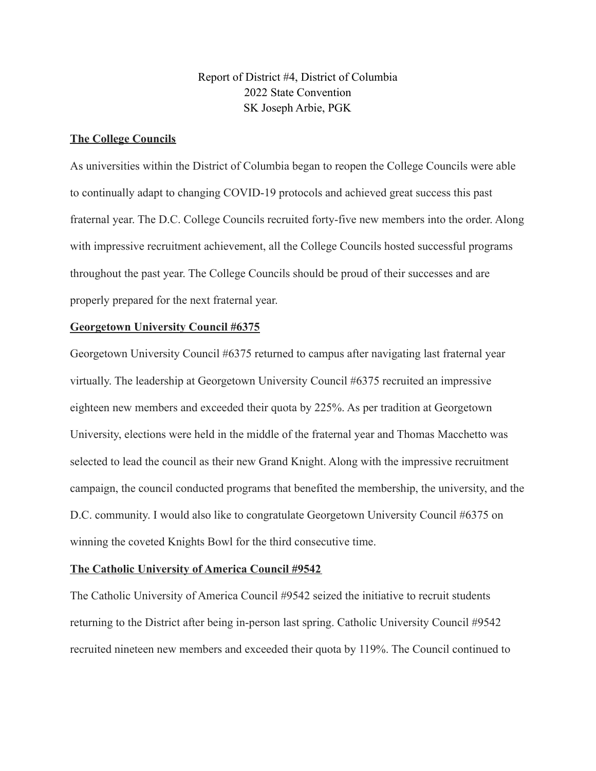Report of District #4, District of Columbia
2022 State Convention
SK Joseph Arbie, PGK

**The College Councils**

As universities within the District of Columbia began to reopen the College Councils were able to continually adapt to changing COVID-19 protocols and achieved great success this past fraternal year. The D.C. College Councils recruited forty-five new members into the order. Along with impressive recruitment achievement, all the College Councils hosted successful programs throughout the past year. The College Councils should be proud of their successes and are properly prepared for the next fraternal year.

**Georgetown University Council #6375**

Georgetown University Council #6375 returned to campus after navigating last fraternal year virtually. The leadership at Georgetown University Council #6375 recruited an impressive eighteen new members and exceeded their quota by 225%. As per tradition at Georgetown University, elections were held in the middle of the fraternal year and Thomas Macchetto was selected to lead the council as their new Grand Knight. Along with the impressive recruitment campaign, the council conducted programs that benefited the membership, the university, and the D.C. community. I would also like to congratulate Georgetown University Council #6375 on winning the coveted Knights Bowl for the third consecutive time.

**The Catholic University of America Council #9542**

The Catholic University of America Council #9542 seized the initiative to recruit students returning to the District after being in-person last spring. Catholic University Council #9542 recruited nineteen new members and exceeded their quota by 119%. The Council continued to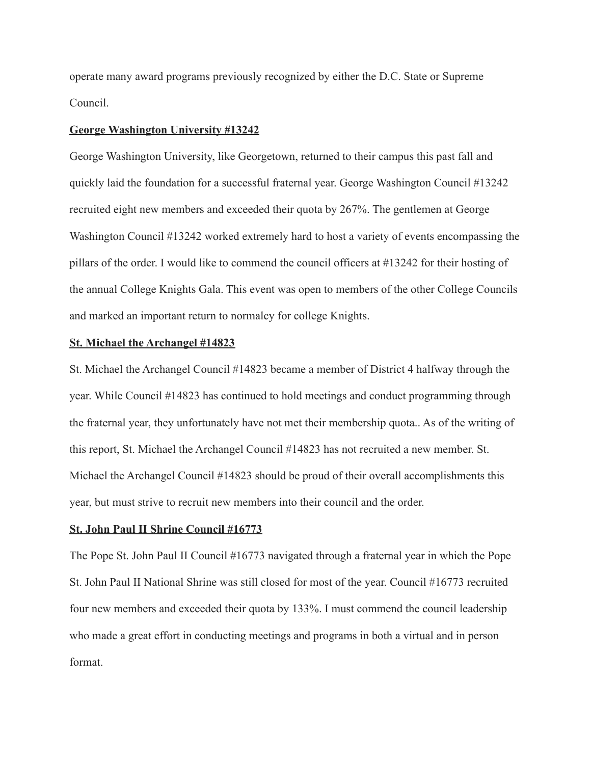operate many award programs previously recognized by either the D.C. State or Supreme Council.

**<u>George Washington University #13242</u>**

George Washington University, like Georgetown, returned to their campus this past fall and quickly laid the foundation for a successful fraternal year. George Washington Council #13242 recruited eight new members and exceeded their quota by 267%. The gentlemen at George Washington Council #13242 worked extremely hard to host a variety of events encompassing the pillars of the order. I would like to commend the council officers at #13242 for their hosting of the annual College Knights Gala. This event was open to members of the other College Councils and marked an important return to normalcy for college Knights.

**<u>St. Michael the Archangel #14823</u>**

St. Michael the Archangel Council #14823 became a member of District 4 halfway through the year. While Council #14823 has continued to hold meetings and conduct programming through the fraternal year, they unfortunately have not met their membership quota.. As of the writing of this report, St. Michael the Archangel Council #14823 has not recruited a new member. St. Michael the Archangel Council #14823 should be proud of their overall accomplishments this year, but must strive to recruit new members into their council and the order.

**<u>St. John Paul II Shrine Council #16773</u>**

The Pope St. John Paul II Council #16773 navigated through a fraternal year in which the Pope St. John Paul II National Shrine was still closed for most of the year. Council #16773 recruited four new members and exceeded their quota by 133%. I must commend the council leadership who made a great effort in conducting meetings and programs in both a virtual and in person format.